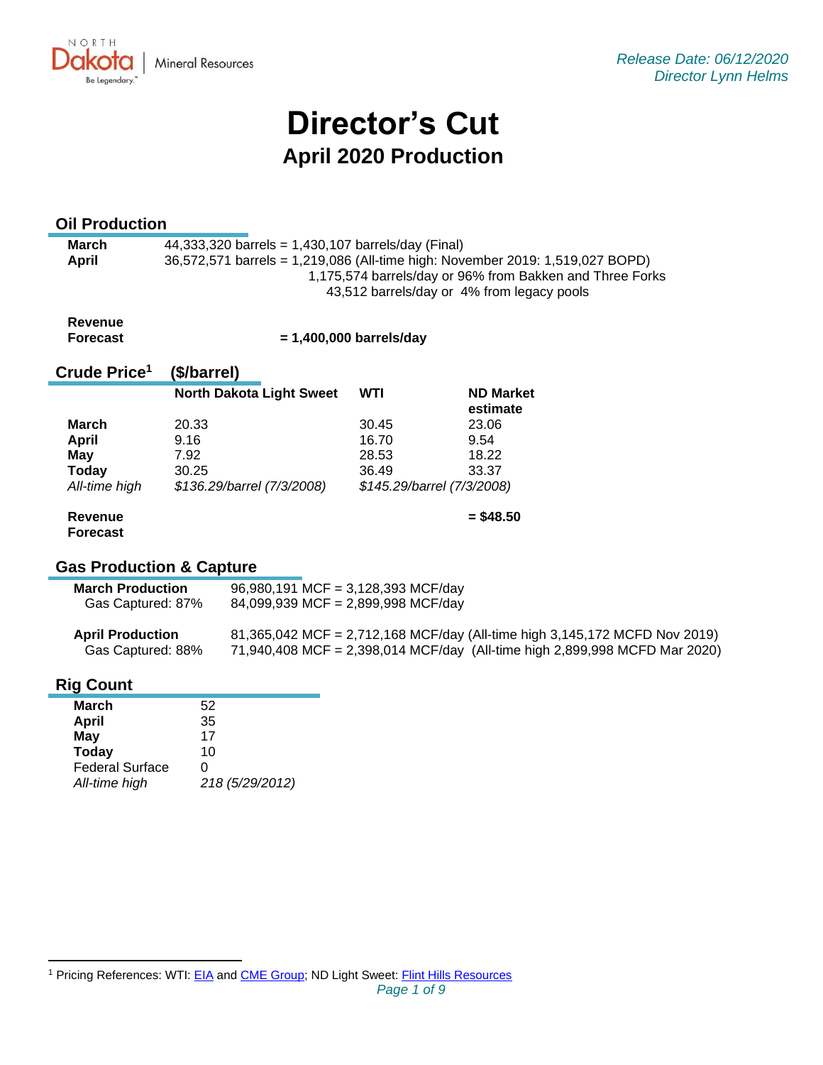NORTH Dakota | Mineral Resources
Be Legendary.

*Release Date: 06/12/2020*
*Director Lynn Helms*

# Director's Cut

## April 2020 Production

### Oil Production

| | |
|---|---|
| **March** | 44,333,320 barrels = 1,430,107 barrels/day (Final) |
| **April** | 36,572,571 barrels = 1,219,086 (All-time high: November 2019: 1,519,027 BOPD) |
| | 1,175,574 barrels/day or 96% from Bakken and Three Forks |
| | 43,512 barrels/day or 4% from legacy pools |

**Revenue Forecast** **= 1,400,000 barrels/day**

### Crude Price[1] ($/barrel)

| | North Dakota Light Sweet | WTI | ND Market estimate |
|---|---|---|---|
| **March** | 20.33 | 30.45 | 23.06 |
| **April** | 9.16 | 16.70 | 9.54 |
| **May** | 7.92 | 28.53 | 18.22 |
| **Today** | 30.25 | 36.49 | 33.37 |
| *All-time high* | *$136.29/barrel (7/3/2008)* | *$145.29/barrel (7/3/2008)* | |

**Revenue Forecast** **= $48.50**

### Gas Production & Capture

| | |
|---|---|
| **March Production** | 96,980,191 MCF = 3,128,393 MCF/day |
| Gas Captured: 87% | 84,099,939 MCF = 2,899,998 MCF/day |
| **April Production** | 81,365,042 MCF = 2,712,168 MCF/day (All-time high 3,145,172 MCFD Nov 2019) |
| Gas Captured: 88% | 71,940,408 MCF = 2,398,014 MCF/day (All-time high 2,899,998 MCFD Mar 2020) |

### Rig Count

| | |
|---|---|
| **March** | 52 |
| **April** | 35 |
| **May** | 17 |
| **Today** | 10 |
| Federal Surface | 0 |
| *All-time high* | *218 (5/29/2012)* |

[1] Pricing References: WTI: EIA and CME Group; ND Light Sweet: Flint Hills Resources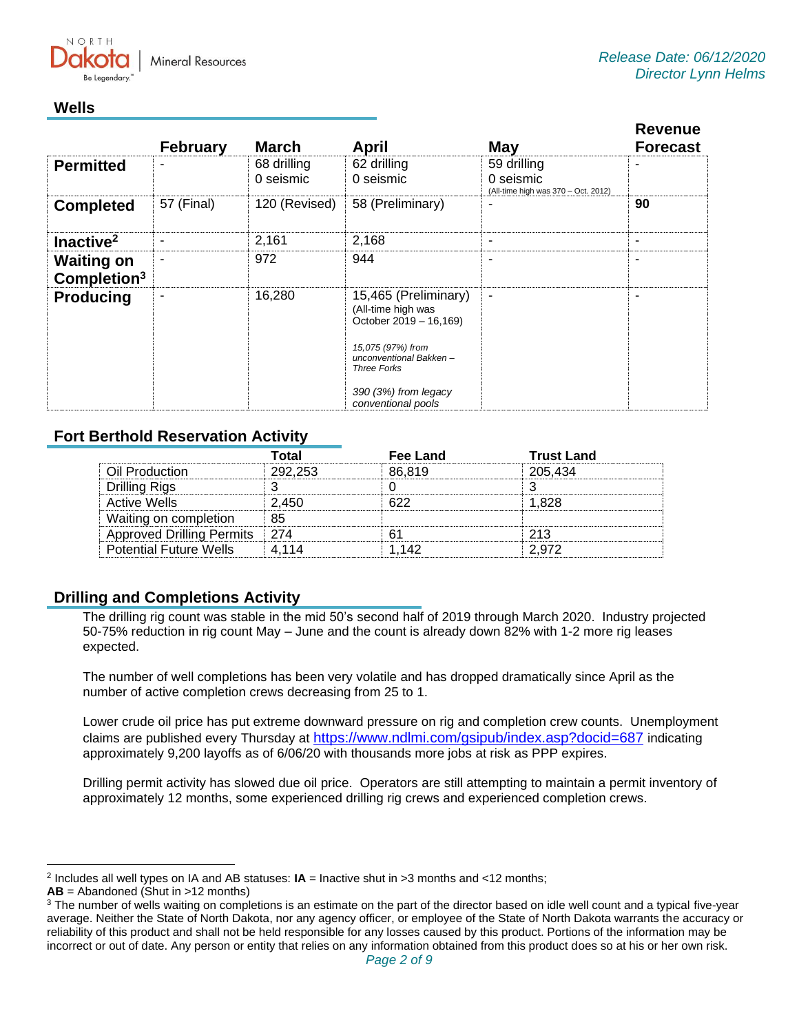Release Date: 06/12/2020
Director Lynn Helms

## Wells

| | February | March | April | May | Revenue Forecast |
|---|---|---|---|---|---|
| **Permitted** | - | 68 drilling<br>0 seismic | 62 drilling<br>0 seismic | 59 drilling<br>0 seismic<br>(All-time high was 370 – Oct. 2012) | - |
| **Completed** | 57 (Final) | 120 (Revised) | 58 (Preliminary) | - | **90** |
| **Inactive[2]** | - | 2,161 | 2,168 | - | - |
| **Waiting on Completion[3]** | - | 972 | 944 | - | - |
| **Producing** | - | 16,280 | 15,465 (Preliminary)<br>(All-time high was October 2019 – 16,169)<br>*15,075 (97%) from unconventional Bakken – Three Forks*<br>*390 (3%) from legacy conventional pools* | - | - |

## Fort Berthold Reservation Activity

| | Total | Fee Land | Trust Land |
|---|---|---|---|
| Oil Production | 292,253 | 86,819 | 205,434 |
| Drilling Rigs | 3 | 0 | 3 |
| Active Wells | 2,450 | 622 | 1,828 |
| Waiting on completion | 85 | | |
| Approved Drilling Permits | 274 | 61 | 213 |
| Potential Future Wells | 4,114 | 1,142 | 2,972 |

## Drilling and Completions Activity

The drilling rig count was stable in the mid 50's second half of 2019 through March 2020. Industry projected 50-75% reduction in rig count May – June and the count is already down 82% with 1-2 more rig leases expected.

The number of well completions has been very volatile and has dropped dramatically since April as the number of active completion crews decreasing from 25 to 1.

Lower crude oil price has put extreme downward pressure on rig and completion crew counts. Unemployment claims are published every Thursday at https://www.ndlmi.com/gsipub/index.asp?docid=687 indicating approximately 9,200 layoffs as of 6/06/20 with thousands more jobs at risk as PPP expires.

Drilling permit activity has slowed due oil price. Operators are still attempting to maintain a permit inventory of approximately 12 months, some experienced drilling rig crews and experienced completion crews.

---

[2] Includes all well types on IA and AB statuses: **IA** = Inactive shut in >3 months and <12 months; **AB** = Abandoned (Shut in >12 months)

[3] The number of wells waiting on completions is an estimate on the part of the director based on idle well count and a typical five-year average. Neither the State of North Dakota, nor any agency officer, or employee of the State of North Dakota warrants the accuracy or reliability of this product and shall not be held responsible for any losses caused by this product. Portions of the information may be incorrect or out of date. Any person or entity that relies on any information obtained from this product does so at his or her own risk.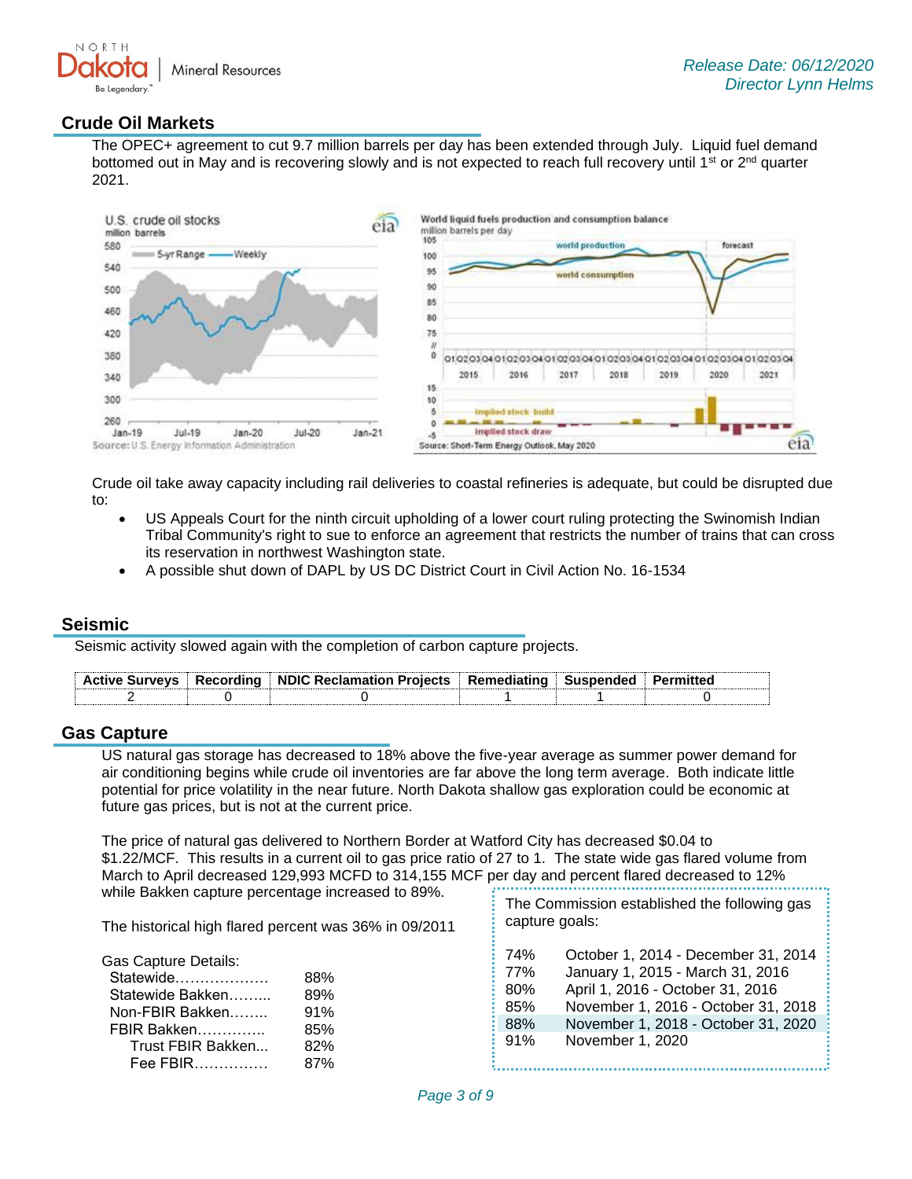## Crude Oil Markets

The OPEC+ agreement to cut 9.7 million barrels per day has been extended through July. Liquid fuel demand bottomed out in May and is recovering slowly and is not expected to reach full recovery until 1st or 2nd quarter 2021.

Crude oil take away capacity including rail deliveries to coastal refineries is adequate, but could be disrupted due to:

- US Appeals Court for the ninth circuit upholding of a lower court ruling protecting the Swinomish Indian Tribal Community's right to sue to enforce an agreement that restricts the number of trains that can cross its reservation in northwest Washington state.
- A possible shut down of DAPL by US DC District Court in Civil Action No. 16-1534

## Seismic

Seismic activity slowed again with the completion of carbon capture projects.

| Active Surveys | Recording | NDIC Reclamation Projects | Remediating | Suspended | Permitted |
|---|---|---|---|---|---|
| 2 | 0 | 0 | 1 | 1 | 0 |

## Gas Capture

US natural gas storage has decreased to 18% above the five-year average as summer power demand for air conditioning begins while crude oil inventories are far above the long term average. Both indicate little potential for price volatility in the near future. North Dakota shallow gas exploration could be economic at future gas prices, but is not at the current price.

The price of natural gas delivered to Northern Border at Watford City has decreased $0.04 to $1.22/MCF. This results in a current oil to gas price ratio of 27 to 1. The state wide gas flared volume from March to April decreased 129,993 MCFD to 314,155 MCF per day and percent flared decreased to 12% while Bakken capture percentage increased to 89%.

The historical high flared percent was 36% in 09/2011

Gas Capture Details:

| | |
|---|---|
| Statewide | 88% |
| Statewide Bakken | 89% |
| Non-FBIR Bakken | 91% |
| FBIR Bakken | 85% |
| Trust FBIR Bakken | 82% |
| Fee FBIR | 87% |

The Commission established the following gas capture goals:

| | |
|---|---|
| 74% | October 1, 2014 - December 31, 2014 |
| 77% | January 1, 2015 - March 31, 2016 |
| 80% | April 1, 2016 - October 31, 2016 |
| 85% | November 1, 2016 - October 31, 2018 |
| 88% | November 1, 2018 - October 31, 2020 |
| 91% | November 1, 2020 |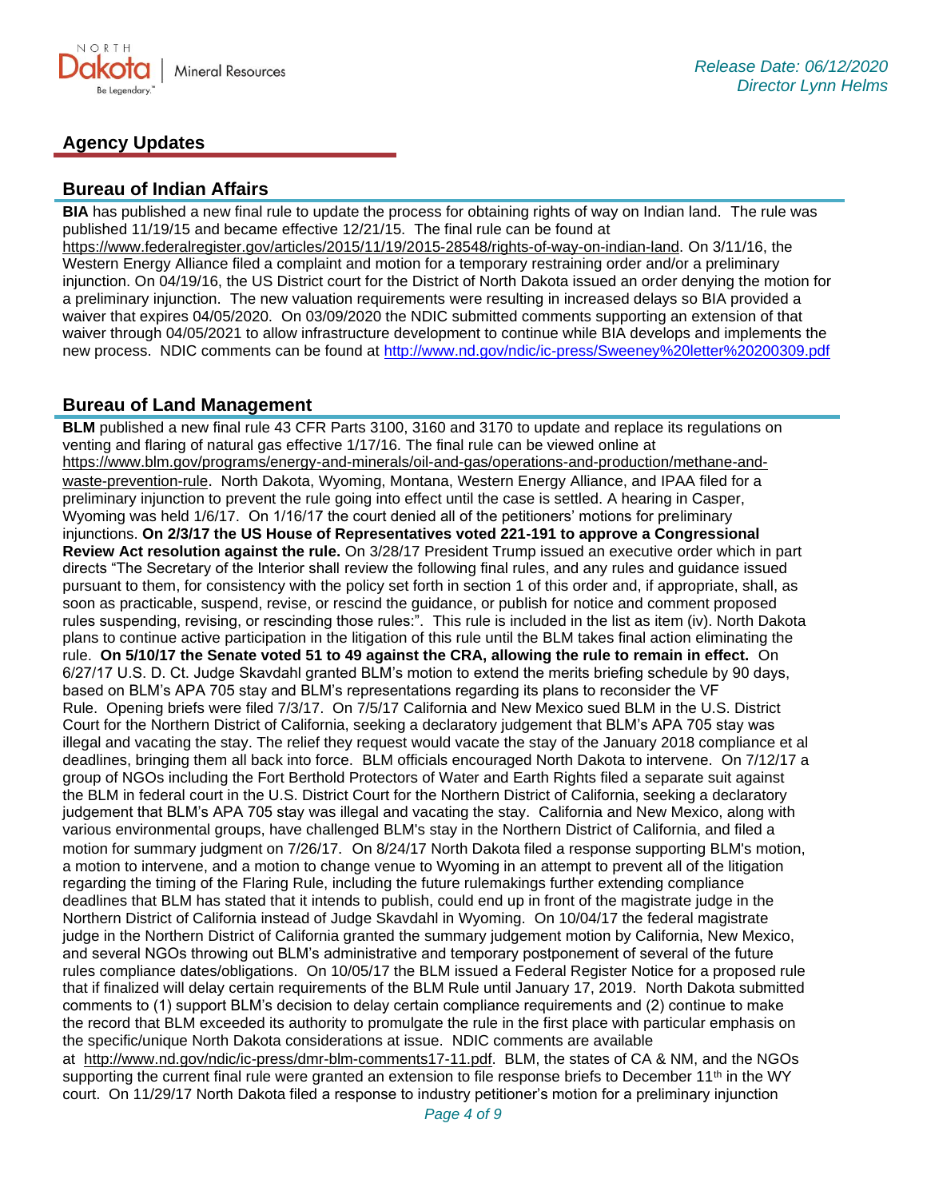## Agency Updates

### Bureau of Indian Affairs

**BIA** has published a new final rule to update the process for obtaining rights of way on Indian land. The rule was published 11/19/15 and became effective 12/21/15. The final rule can be found at https://www.federalregister.gov/articles/2015/11/19/2015-28548/rights-of-way-on-indian-land. On 3/11/16, the Western Energy Alliance filed a complaint and motion for a temporary restraining order and/or a preliminary injunction. On 04/19/16, the US District court for the District of North Dakota issued an order denying the motion for a preliminary injunction. The new valuation requirements were resulting in increased delays so BIA provided a waiver that expires 04/05/2020. On 03/09/2020 the NDIC submitted comments supporting an extension of that waiver through 04/05/2021 to allow infrastructure development to continue while BIA develops and implements the new process. NDIC comments can be found at http://www.nd.gov/ndic/ic-press/Sweeney%20letter%20200309.pdf

### Bureau of Land Management

**BLM** published a new final rule 43 CFR Parts 3100, 3160 and 3170 to update and replace its regulations on venting and flaring of natural gas effective 1/17/16. The final rule can be viewed online at https://www.blm.gov/programs/energy-and-minerals/oil-and-gas/operations-and-production/methane-and-waste-prevention-rule. North Dakota, Wyoming, Montana, Western Energy Alliance, and IPAA filed for a preliminary injunction to prevent the rule going into effect until the case is settled. A hearing in Casper, Wyoming was held 1/6/17. On 1/16/17 the court denied all of the petitioners' motions for preliminary injunctions. **On 2/3/17 the US House of Representatives voted 221-191 to approve a Congressional Review Act resolution against the rule.** On 3/28/17 President Trump issued an executive order which in part directs "The Secretary of the Interior shall review the following final rules, and any rules and guidance issued pursuant to them, for consistency with the policy set forth in section 1 of this order and, if appropriate, shall, as soon as practicable, suspend, revise, or rescind the guidance, or publish for notice and comment proposed rules suspending, revising, or rescinding those rules:". This rule is included in the list as item (iv). North Dakota plans to continue active participation in the litigation of this rule until the BLM takes final action eliminating the rule. **On 5/10/17 the Senate voted 51 to 49 against the CRA, allowing the rule to remain in effect.** On 6/27/17 U.S. D. Ct. Judge Skavdahl granted BLM's motion to extend the merits briefing schedule by 90 days, based on BLM's APA 705 stay and BLM's representations regarding its plans to reconsider the VF Rule. Opening briefs were filed 7/3/17. On 7/5/17 California and New Mexico sued BLM in the U.S. District Court for the Northern District of California, seeking a declaratory judgement that BLM's APA 705 stay was illegal and vacating the stay. The relief they request would vacate the stay of the January 2018 compliance et al deadlines, bringing them all back into force. BLM officials encouraged North Dakota to intervene. On 7/12/17 a group of NGOs including the Fort Berthold Protectors of Water and Earth Rights filed a separate suit against the BLM in federal court in the U.S. District Court for the Northern District of California, seeking a declaratory judgement that BLM's APA 705 stay was illegal and vacating the stay. California and New Mexico, along with various environmental groups, have challenged BLM's stay in the Northern District of California, and filed a motion for summary judgment on 7/26/17. On 8/24/17 North Dakota filed a response supporting BLM's motion, a motion to intervene, and a motion to change venue to Wyoming in an attempt to prevent all of the litigation regarding the timing of the Flaring Rule, including the future rulemakings further extending compliance deadlines that BLM has stated that it intends to publish, could end up in front of the magistrate judge in the Northern District of California instead of Judge Skavdahl in Wyoming. On 10/04/17 the federal magistrate judge in the Northern District of California granted the summary judgement motion by California, New Mexico, and several NGOs throwing out BLM's administrative and temporary postponement of several of the future rules compliance dates/obligations. On 10/05/17 the BLM issued a Federal Register Notice for a proposed rule that if finalized will delay certain requirements of the BLM Rule until January 17, 2019. North Dakota submitted comments to (1) support BLM's decision to delay certain compliance requirements and (2) continue to make the record that BLM exceeded its authority to promulgate the rule in the first place with particular emphasis on the specific/unique North Dakota considerations at issue. NDIC comments are available at http://www.nd.gov/ndic/ic-press/dmr-blm-comments17-11.pdf. BLM, the states of CA & NM, and the NGOs supporting the current final rule were granted an extension to file response briefs to December 11th in the WY court. On 11/29/17 North Dakota filed a response to industry petitioner's motion for a preliminary injunction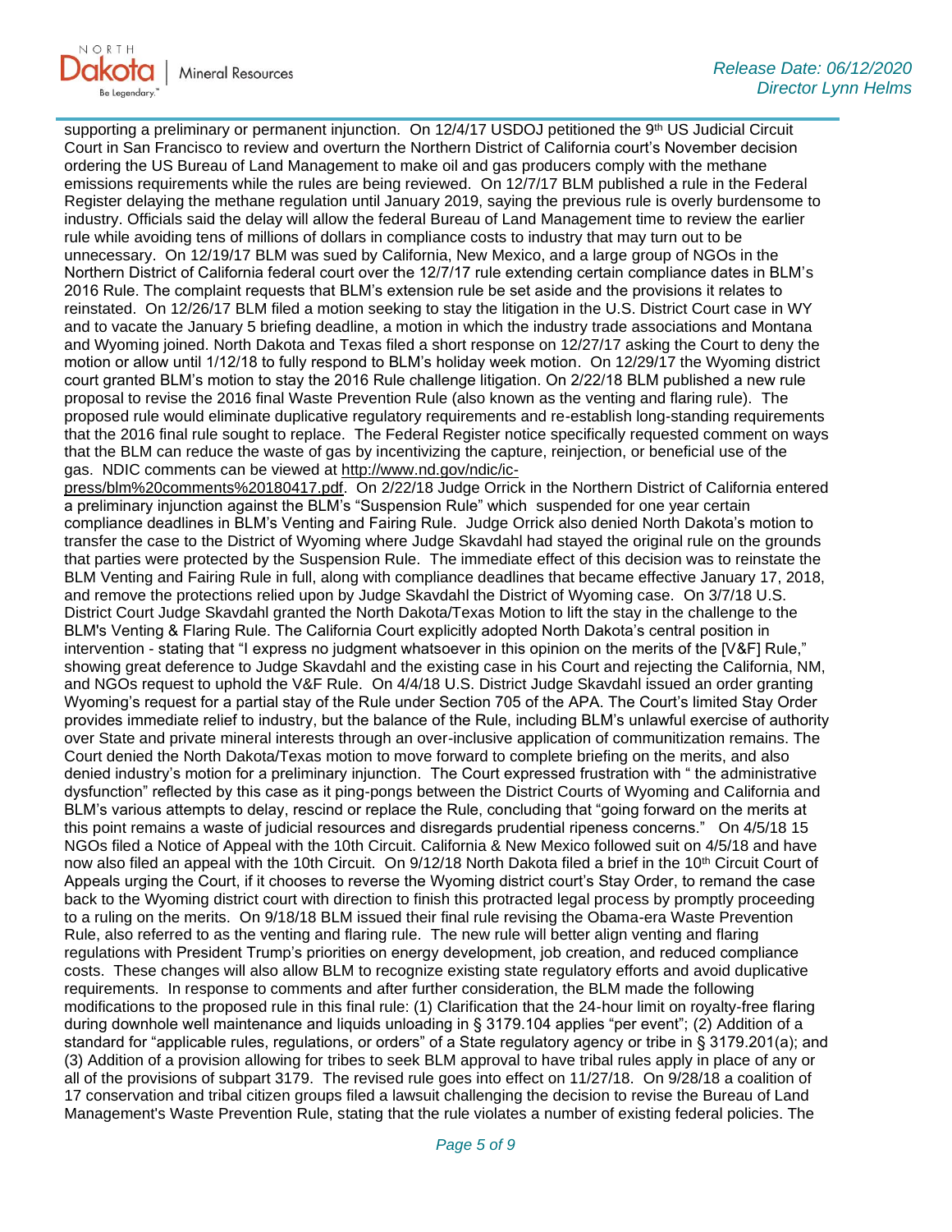supporting a preliminary or permanent injunction. On 12/4/17 USDOJ petitioned the 9th US Judicial Circuit Court in San Francisco to review and overturn the Northern District of California court's November decision ordering the US Bureau of Land Management to make oil and gas producers comply with the methane emissions requirements while the rules are being reviewed. On 12/7/17 BLM published a rule in the Federal Register delaying the methane regulation until January 2019, saying the previous rule is overly burdensome to industry. Officials said the delay will allow the federal Bureau of Land Management time to review the earlier rule while avoiding tens of millions of dollars in compliance costs to industry that may turn out to be unnecessary. On 12/19/17 BLM was sued by California, New Mexico, and a large group of NGOs in the Northern District of California federal court over the 12/7/17 rule extending certain compliance dates in BLM's 2016 Rule. The complaint requests that BLM's extension rule be set aside and the provisions it relates to reinstated. On 12/26/17 BLM filed a motion seeking to stay the litigation in the U.S. District Court case in WY and to vacate the January 5 briefing deadline, a motion in which the industry trade associations and Montana and Wyoming joined. North Dakota and Texas filed a short response on 12/27/17 asking the Court to deny the motion or allow until 1/12/18 to fully respond to BLM's holiday week motion. On 12/29/17 the Wyoming district court granted BLM's motion to stay the 2016 Rule challenge litigation. On 2/22/18 BLM published a new rule proposal to revise the 2016 final Waste Prevention Rule (also known as the venting and flaring rule). The proposed rule would eliminate duplicative regulatory requirements and re-establish long-standing requirements that the 2016 final rule sought to replace. The Federal Register notice specifically requested comment on ways that the BLM can reduce the waste of gas by incentivizing the capture, reinjection, or beneficial use of the gas. NDIC comments can be viewed at http://www.nd.gov/ndic/ic-press/blm%20comments%20180417.pdf. On 2/22/18 Judge Orrick in the Northern District of California entered a preliminary injunction against the BLM's "Suspension Rule" which suspended for one year certain compliance deadlines in BLM's Venting and Fairing Rule. Judge Orrick also denied North Dakota's motion to transfer the case to the District of Wyoming where Judge Skavdahl had stayed the original rule on the grounds that parties were protected by the Suspension Rule. The immediate effect of this decision was to reinstate the BLM Venting and Fairing Rule in full, along with compliance deadlines that became effective January 17, 2018, and remove the protections relied upon by Judge Skavdahl the District of Wyoming case. On 3/7/18 U.S. District Court Judge Skavdahl granted the North Dakota/Texas Motion to lift the stay in the challenge to the BLM's Venting & Flaring Rule. The California Court explicitly adopted North Dakota's central position in intervention - stating that "I express no judgment whatsoever in this opinion on the merits of the [V&F] Rule," showing great deference to Judge Skavdahl and the existing case in his Court and rejecting the California, NM, and NGOs request to uphold the V&F Rule. On 4/4/18 U.S. District Judge Skavdahl issued an order granting Wyoming's request for a partial stay of the Rule under Section 705 of the APA. The Court's limited Stay Order provides immediate relief to industry, but the balance of the Rule, including BLM's unlawful exercise of authority over State and private mineral interests through an over-inclusive application of communitization remains. The Court denied the North Dakota/Texas motion to move forward to complete briefing on the merits, and also denied industry's motion for a preliminary injunction. The Court expressed frustration with " the administrative dysfunction" reflected by this case as it ping-pongs between the District Courts of Wyoming and California and BLM's various attempts to delay, rescind or replace the Rule, concluding that "going forward on the merits at this point remains a waste of judicial resources and disregards prudential ripeness concerns." On 4/5/18 15 NGOs filed a Notice of Appeal with the 10th Circuit. California & New Mexico followed suit on 4/5/18 and have now also filed an appeal with the 10th Circuit. On 9/12/18 North Dakota filed a brief in the 10th Circuit Court of Appeals urging the Court, if it chooses to reverse the Wyoming district court's Stay Order, to remand the case back to the Wyoming district court with direction to finish this protracted legal process by promptly proceeding to a ruling on the merits. On 9/18/18 BLM issued their final rule revising the Obama-era Waste Prevention Rule, also referred to as the venting and flaring rule. The new rule will better align venting and flaring regulations with President Trump's priorities on energy development, job creation, and reduced compliance costs. These changes will also allow BLM to recognize existing state regulatory efforts and avoid duplicative requirements. In response to comments and after further consideration, the BLM made the following modifications to the proposed rule in this final rule: (1) Clarification that the 24-hour limit on royalty-free flaring during downhole well maintenance and liquids unloading in § 3179.104 applies "per event"; (2) Addition of a standard for "applicable rules, regulations, or orders" of a State regulatory agency or tribe in § 3179.201(a); and (3) Addition of a provision allowing for tribes to seek BLM approval to have tribal rules apply in place of any or all of the provisions of subpart 3179. The revised rule goes into effect on 11/27/18. On 9/28/18 a coalition of 17 conservation and tribal citizen groups filed a lawsuit challenging the decision to revise the Bureau of Land Management's Waste Prevention Rule, stating that the rule violates a number of existing federal policies. The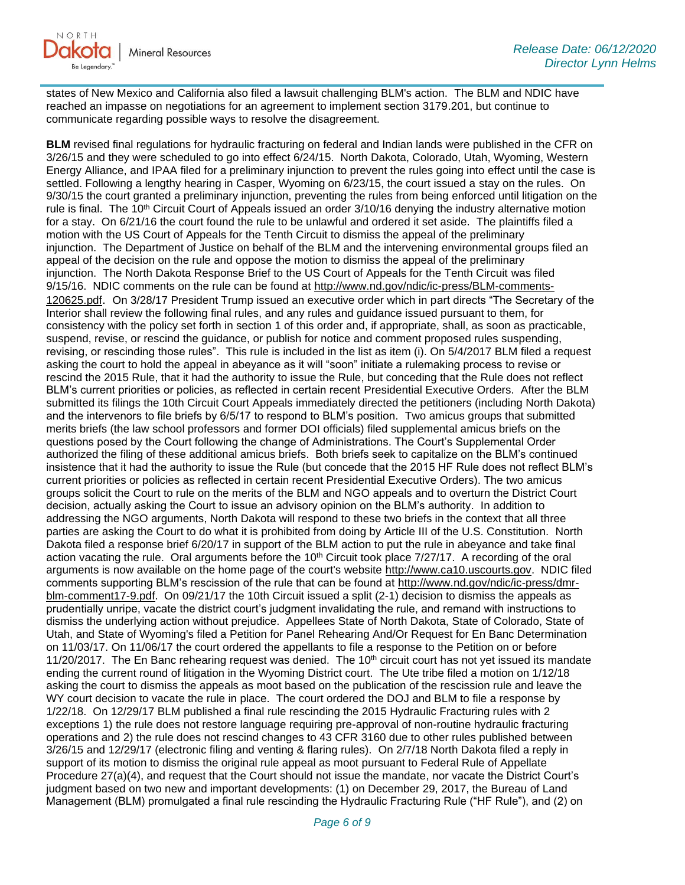states of New Mexico and California also filed a lawsuit challenging BLM's action. The BLM and NDIC have reached an impasse on negotiations for an agreement to implement section 3179.201, but continue to communicate regarding possible ways to resolve the disagreement.

**BLM** revised final regulations for hydraulic fracturing on federal and Indian lands were published in the CFR on 3/26/15 and they were scheduled to go into effect 6/24/15. North Dakota, Colorado, Utah, Wyoming, Western Energy Alliance, and IPAA filed for a preliminary injunction to prevent the rules going into effect until the case is settled. Following a lengthy hearing in Casper, Wyoming on 6/23/15, the court issued a stay on the rules. On 9/30/15 the court granted a preliminary injunction, preventing the rules from being enforced until litigation on the rule is final. The 10th Circuit Court of Appeals issued an order 3/10/16 denying the industry alternative motion for a stay. On 6/21/16 the court found the rule to be unlawful and ordered it set aside. The plaintiffs filed a motion with the US Court of Appeals for the Tenth Circuit to dismiss the appeal of the preliminary injunction. The Department of Justice on behalf of the BLM and the intervening environmental groups filed an appeal of the decision on the rule and oppose the motion to dismiss the appeal of the preliminary injunction. The North Dakota Response Brief to the US Court of Appeals for the Tenth Circuit was filed 9/15/16. NDIC comments on the rule can be found at http://www.nd.gov/ndic/ic-press/BLM-comments-120625.pdf. On 3/28/17 President Trump issued an executive order which in part directs "The Secretary of the Interior shall review the following final rules, and any rules and guidance issued pursuant to them, for consistency with the policy set forth in section 1 of this order and, if appropriate, shall, as soon as practicable, suspend, revise, or rescind the guidance, or publish for notice and comment proposed rules suspending, revising, or rescinding those rules". This rule is included in the list as item (i). On 5/4/2017 BLM filed a request asking the court to hold the appeal in abeyance as it will "soon" initiate a rulemaking process to revise or rescind the 2015 Rule, that it had the authority to issue the Rule, but conceding that the Rule does not reflect BLM's current priorities or policies, as reflected in certain recent Presidential Executive Orders. After the BLM submitted its filings the 10th Circuit Court Appeals immediately directed the petitioners (including North Dakota) and the intervenors to file briefs by 6/5/17 to respond to BLM's position. Two amicus groups that submitted merits briefs (the law school professors and former DOI officials) filed supplemental amicus briefs on the questions posed by the Court following the change of Administrations. The Court's Supplemental Order authorized the filing of these additional amicus briefs. Both briefs seek to capitalize on the BLM's continued insistence that it had the authority to issue the Rule (but concede that the 2015 HF Rule does not reflect BLM's current priorities or policies as reflected in certain recent Presidential Executive Orders). The two amicus groups solicit the Court to rule on the merits of the BLM and NGO appeals and to overturn the District Court decision, actually asking the Court to issue an advisory opinion on the BLM's authority. In addition to addressing the NGO arguments, North Dakota will respond to these two briefs in the context that all three parties are asking the Court to do what it is prohibited from doing by Article III of the U.S. Constitution. North Dakota filed a response brief 6/20/17 in support of the BLM action to put the rule in abeyance and take final action vacating the rule. Oral arguments before the 10th Circuit took place 7/27/17. A recording of the oral arguments is now available on the home page of the court's website http://www.ca10.uscourts.gov. NDIC filed comments supporting BLM's rescission of the rule that can be found at http://www.nd.gov/ndic/ic-press/dmr-blm-comment17-9.pdf. On 09/21/17 the 10th Circuit issued a split (2-1) decision to dismiss the appeals as prudentially unripe, vacate the district court's judgment invalidating the rule, and remand with instructions to dismiss the underlying action without prejudice. Appellees State of North Dakota, State of Colorado, State of Utah, and State of Wyoming's filed a Petition for Panel Rehearing And/Or Request for En Banc Determination on 11/03/17. On 11/06/17 the court ordered the appellants to file a response to the Petition on or before 11/20/2017. The En Banc rehearing request was denied. The 10th circuit court has not yet issued its mandate ending the current round of litigation in the Wyoming District court. The Ute tribe filed a motion on 1/12/18 asking the court to dismiss the appeals as moot based on the publication of the rescission rule and leave the WY court decision to vacate the rule in place. The court ordered the DOJ and BLM to file a response by 1/22/18. On 12/29/17 BLM published a final rule rescinding the 2015 Hydraulic Fracturing rules with 2 exceptions 1) the rule does not restore language requiring pre-approval of non-routine hydraulic fracturing operations and 2) the rule does not rescind changes to 43 CFR 3160 due to other rules published between 3/26/15 and 12/29/17 (electronic filing and venting & flaring rules). On 2/7/18 North Dakota filed a reply in support of its motion to dismiss the original rule appeal as moot pursuant to Federal Rule of Appellate Procedure 27(a)(4), and request that the Court should not issue the mandate, nor vacate the District Court's judgment based on two new and important developments: (1) on December 29, 2017, the Bureau of Land Management (BLM) promulgated a final rule rescinding the Hydraulic Fracturing Rule ("HF Rule"), and (2) on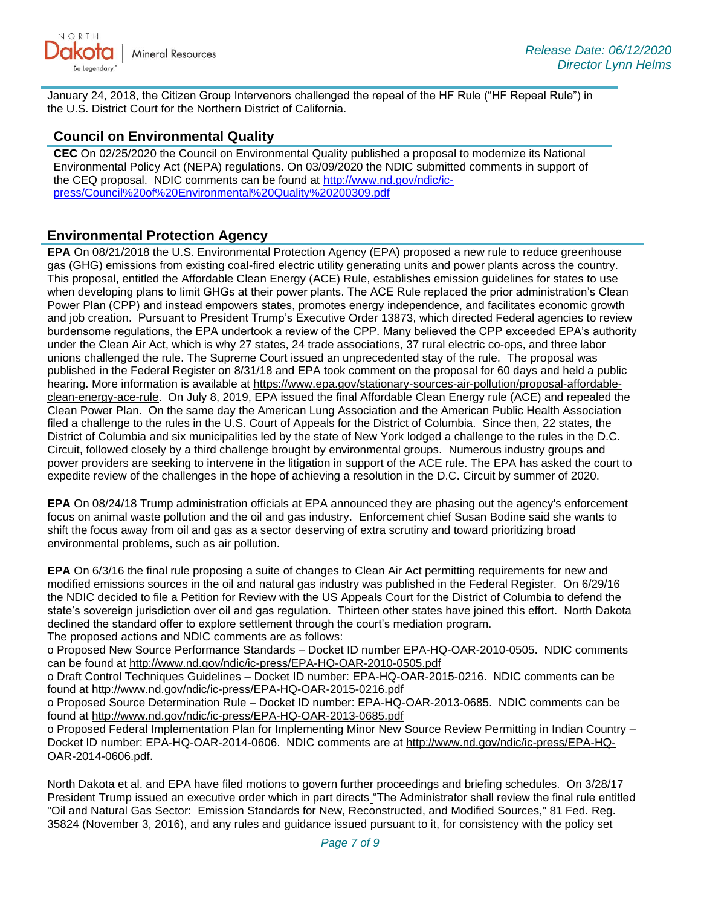January 24, 2018, the Citizen Group Intervenors challenged the repeal of the HF Rule ("HF Repeal Rule") in the U.S. District Court for the Northern District of California.

## Council on Environmental Quality

**CEC** On 02/25/2020 the Council on Environmental Quality published a proposal to modernize its National Environmental Policy Act (NEPA) regulations. On 03/09/2020 the NDIC submitted comments in support of the CEQ proposal. NDIC comments can be found at http://www.nd.gov/ndic/ic-press/Council%20of%20Environmental%20Quality%20200309.pdf

## Environmental Protection Agency

**EPA** On 08/21/2018 the U.S. Environmental Protection Agency (EPA) proposed a new rule to reduce greenhouse gas (GHG) emissions from existing coal-fired electric utility generating units and power plants across the country. This proposal, entitled the Affordable Clean Energy (ACE) Rule, establishes emission guidelines for states to use when developing plans to limit GHGs at their power plants. The ACE Rule replaced the prior administration's Clean Power Plan (CPP) and instead empowers states, promotes energy independence, and facilitates economic growth and job creation. Pursuant to President Trump's Executive Order 13873, which directed Federal agencies to review burdensome regulations, the EPA undertook a review of the CPP. Many believed the CPP exceeded EPA's authority under the Clean Air Act, which is why 27 states, 24 trade associations, 37 rural electric co-ops, and three labor unions challenged the rule. The Supreme Court issued an unprecedented stay of the rule. The proposal was published in the Federal Register on 8/31/18 and EPA took comment on the proposal for 60 days and held a public hearing. More information is available at https://www.epa.gov/stationary-sources-air-pollution/proposal-affordable-clean-energy-ace-rule. On July 8, 2019, EPA issued the final Affordable Clean Energy rule (ACE) and repealed the Clean Power Plan. On the same day the American Lung Association and the American Public Health Association filed a challenge to the rules in the U.S. Court of Appeals for the District of Columbia. Since then, 22 states, the District of Columbia and six municipalities led by the state of New York lodged a challenge to the rules in the D.C. Circuit, followed closely by a third challenge brought by environmental groups. Numerous industry groups and power providers are seeking to intervene in the litigation in support of the ACE rule. The EPA has asked the court to expedite review of the challenges in the hope of achieving a resolution in the D.C. Circuit by summer of 2020.

**EPA** On 08/24/18 Trump administration officials at EPA announced they are phasing out the agency's enforcement focus on animal waste pollution and the oil and gas industry. Enforcement chief Susan Bodine said she wants to shift the focus away from oil and gas as a sector deserving of extra scrutiny and toward prioritizing broad environmental problems, such as air pollution.

**EPA** On 6/3/16 the final rule proposing a suite of changes to Clean Air Act permitting requirements for new and modified emissions sources in the oil and natural gas industry was published in the Federal Register. On 6/29/16 the NDIC decided to file a Petition for Review with the US Appeals Court for the District of Columbia to defend the state's sovereign jurisdiction over oil and gas regulation. Thirteen other states have joined this effort. North Dakota declined the standard offer to explore settlement through the court's mediation program.
The proposed actions and NDIC comments are as follows:

- Proposed New Source Performance Standards – Docket ID number EPA-HQ-OAR-2010-0505. NDIC comments can be found at http://www.nd.gov/ndic/ic-press/EPA-HQ-OAR-2010-0505.pdf
- Draft Control Techniques Guidelines – Docket ID number: EPA-HQ-OAR-2015-0216. NDIC comments can be found at http://www.nd.gov/ndic/ic-press/EPA-HQ-OAR-2015-0216.pdf
- Proposed Source Determination Rule – Docket ID number: EPA-HQ-OAR-2013-0685. NDIC comments can be found at http://www.nd.gov/ndic/ic-press/EPA-HQ-OAR-2013-0685.pdf
- Proposed Federal Implementation Plan for Implementing Minor New Source Review Permitting in Indian Country – Docket ID number: EPA-HQ-OAR-2014-0606. NDIC comments are at http://www.nd.gov/ndic/ic-press/EPA-HQ-OAR-2014-0606.pdf.

North Dakota et al. and EPA have filed motions to govern further proceedings and briefing schedules. On 3/28/17 President Trump issued an executive order which in part directs "The Administrator shall review the final rule entitled "Oil and Natural Gas Sector: Emission Standards for New, Reconstructed, and Modified Sources," 81 Fed. Reg. 35824 (November 3, 2016), and any rules and guidance issued pursuant to it, for consistency with the policy set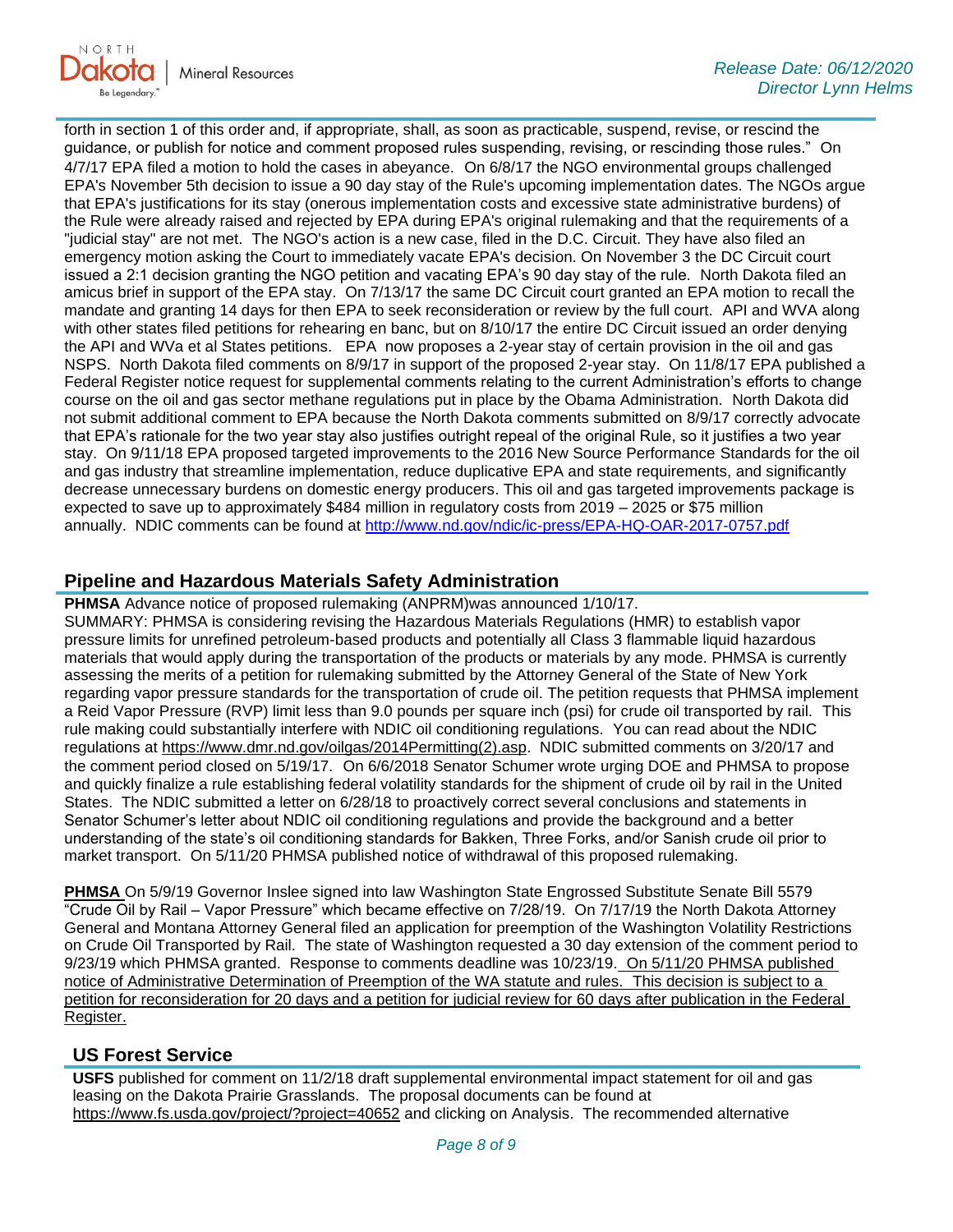forth in section 1 of this order and, if appropriate, shall, as soon as practicable, suspend, revise, or rescind the guidance, or publish for notice and comment proposed rules suspending, revising, or rescinding those rules." On 4/7/17 EPA filed a motion to hold the cases in abeyance. On 6/8/17 the NGO environmental groups challenged EPA's November 5th decision to issue a 90 day stay of the Rule's upcoming implementation dates. The NGOs argue that EPA's justifications for its stay (onerous implementation costs and excessive state administrative burdens) of the Rule were already raised and rejected by EPA during EPA's original rulemaking and that the requirements of a "judicial stay" are not met. The NGO's action is a new case, filed in the D.C. Circuit. They have also filed an emergency motion asking the Court to immediately vacate EPA's decision. On November 3 the DC Circuit court issued a 2:1 decision granting the NGO petition and vacating EPA's 90 day stay of the rule. North Dakota filed an amicus brief in support of the EPA stay. On 7/13/17 the same DC Circuit court granted an EPA motion to recall the mandate and granting 14 days for then EPA to seek reconsideration or review by the full court. API and WVA along with other states filed petitions for rehearing en banc, but on 8/10/17 the entire DC Circuit issued an order denying the API and WVa et al States petitions. EPA now proposes a 2-year stay of certain provision in the oil and gas NSPS. North Dakota filed comments on 8/9/17 in support of the proposed 2-year stay. On 11/8/17 EPA published a Federal Register notice request for supplemental comments relating to the current Administration's efforts to change course on the oil and gas sector methane regulations put in place by the Obama Administration. North Dakota did not submit additional comment to EPA because the North Dakota comments submitted on 8/9/17 correctly advocate that EPA's rationale for the two year stay also justifies outright repeal of the original Rule, so it justifies a two year stay. On 9/11/18 EPA proposed targeted improvements to the 2016 New Source Performance Standards for the oil and gas industry that streamline implementation, reduce duplicative EPA and state requirements, and significantly decrease unnecessary burdens on domestic energy producers. This oil and gas targeted improvements package is expected to save up to approximately $484 million in regulatory costs from 2019 – 2025 or $75 million annually. NDIC comments can be found at http://www.nd.gov/ndic/ic-press/EPA-HQ-OAR-2017-0757.pdf

## Pipeline and Hazardous Materials Safety Administration

**PHMSA** Advance notice of proposed rulemaking (ANPRM)was announced 1/10/17.
SUMMARY: PHMSA is considering revising the Hazardous Materials Regulations (HMR) to establish vapor pressure limits for unrefined petroleum-based products and potentially all Class 3 flammable liquid hazardous materials that would apply during the transportation of the products or materials by any mode. PHMSA is currently assessing the merits of a petition for rulemaking submitted by the Attorney General of the State of New York regarding vapor pressure standards for the transportation of crude oil. The petition requests that PHMSA implement a Reid Vapor Pressure (RVP) limit less than 9.0 pounds per square inch (psi) for crude oil transported by rail. This rule making could substantially interfere with NDIC oil conditioning regulations. You can read about the NDIC regulations at https://www.dmr.nd.gov/oilgas/2014Permitting(2).asp. NDIC submitted comments on 3/20/17 and the comment period closed on 5/19/17. On 6/6/2018 Senator Schumer wrote urging DOE and PHMSA to propose and quickly finalize a rule establishing federal volatility standards for the shipment of crude oil by rail in the United States. The NDIC submitted a letter on 6/28/18 to proactively correct several conclusions and statements in Senator Schumer's letter about NDIC oil conditioning regulations and provide the background and a better understanding of the state's oil conditioning standards for Bakken, Three Forks, and/or Sanish crude oil prior to market transport. On 5/11/20 PHMSA published notice of withdrawal of this proposed rulemaking.

**PHMSA** On 5/9/19 Governor Inslee signed into law Washington State Engrossed Substitute Senate Bill 5579 "Crude Oil by Rail – Vapor Pressure" which became effective on 7/28/19. On 7/17/19 the North Dakota Attorney General and Montana Attorney General filed an application for preemption of the Washington Volatility Restrictions on Crude Oil Transported by Rail. The state of Washington requested a 30 day extension of the comment period to 9/23/19 which PHMSA granted. Response to comments deadline was 10/23/19. On 5/11/20 PHMSA published notice of Administrative Determination of Preemption of the WA statute and rules. This decision is subject to a petition for reconsideration for 20 days and a petition for judicial review for 60 days after publication in the Federal Register.

## US Forest Service

**USFS** published for comment on 11/2/18 draft supplemental environmental impact statement for oil and gas leasing on the Dakota Prairie Grasslands. The proposal documents can be found at https://www.fs.usda.gov/project/?project=40652 and clicking on Analysis. The recommended alternative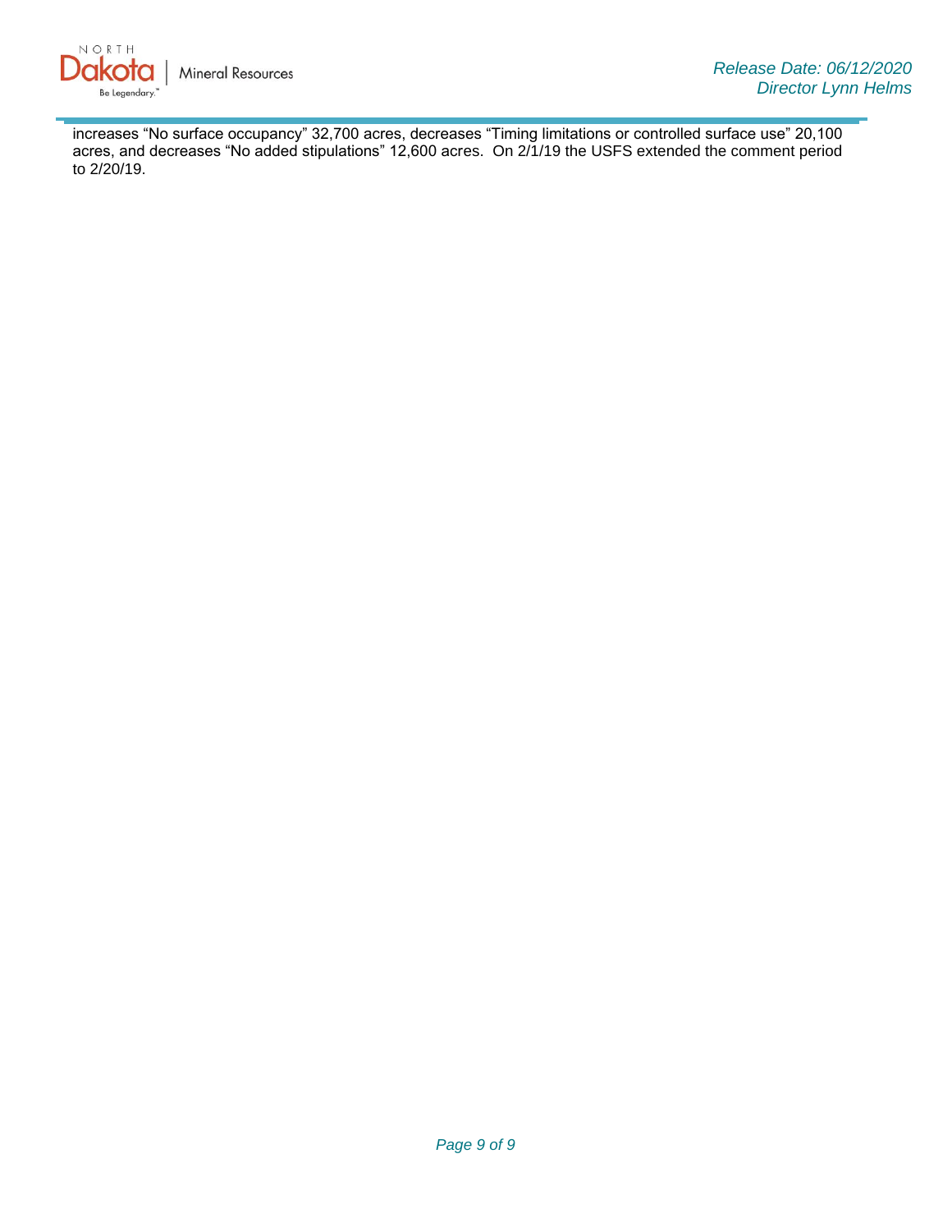increases “No surface occupancy” 32,700 acres, decreases “Timing limitations or controlled surface use” 20,100 acres, and decreases “No added stipulations” 12,600 acres. On 2/1/19 the USFS extended the comment period to 2/20/19.